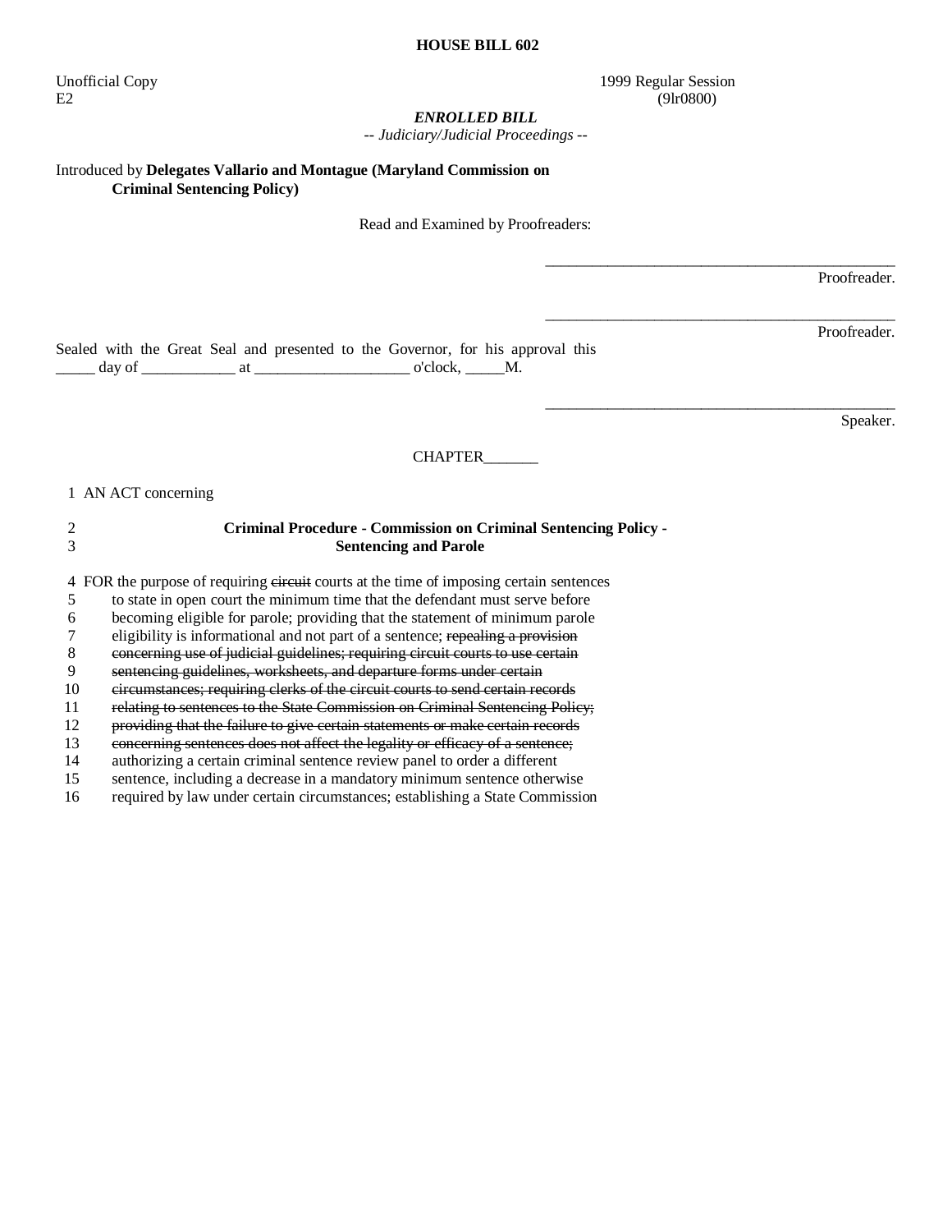**HOUSE BILL 602**

Unofficial Copy
E2

1999 Regular Session
(9lr0800)

***ENROLLED BILL***
*-- Judiciary/Judicial Proceedings --*

Introduced by **Delegates Vallario and Montague (Maryland Commission on Criminal Sentencing Policy)**

Read and Examined by Proofreaders:

_______________________________________________
Proofreader.

_______________________________________________
Proofreader.

Sealed with the Great Seal and presented to the Governor, for his approval this _____ day of ____________ at ____________________ o'clock, _____M.

_______________________________________________
Speaker.

CHAPTER_______

1 AN ACT concerning

2 **Criminal Procedure - Commission on Criminal Sentencing Policy -**
3 **Sentencing and Parole**

4 FOR the purpose of requiring ~~circuit~~ courts at the time of imposing certain sentences
5 to state in open court the minimum time that the defendant must serve before
6 becoming eligible for parole; providing that the statement of minimum parole
7 eligibility is informational and not part of a sentence; ~~repealing a provision~~
8 ~~concerning use of judicial guidelines; requiring circuit courts to use certain~~
9 ~~sentencing guidelines, worksheets, and departure forms under certain~~
10 ~~circumstances; requiring clerks of the circuit courts to send certain records~~
11 ~~relating to sentences to the State Commission on Criminal Sentencing Policy;~~
12 ~~providing that the failure to give certain statements or make certain records~~
13 ~~concerning sentences does not affect the legality or efficacy of a sentence;~~
14 authorizing a certain criminal sentence review panel to order a different
15 sentence, including a decrease in a mandatory minimum sentence otherwise
16 required by law under certain circumstances; establishing a State Commission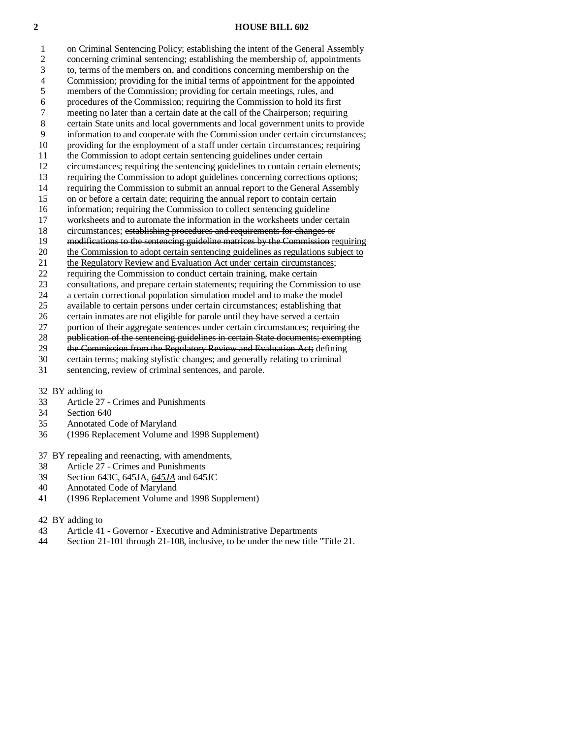on Criminal Sentencing Policy; establishing the intent of the General Assembly concerning criminal sentencing; establishing the membership of, appointments to, terms of the members on, and conditions concerning membership on the Commission; providing for the initial terms of appointment for the appointed members of the Commission; providing for certain meetings, rules, and procedures of the Commission; requiring the Commission to hold its first meeting no later than a certain date at the call of the Chairperson; requiring certain State units and local governments and local government units to provide information to and cooperate with the Commission under certain circumstances; providing for the employment of a staff under certain circumstances; requiring the Commission to adopt certain sentencing guidelines under certain circumstances; requiring the sentencing guidelines to contain certain elements; requiring the Commission to adopt guidelines concerning corrections options; requiring the Commission to submit an annual report to the General Assembly on or before a certain date; requiring the annual report to contain certain information; requiring the Commission to collect sentencing guideline worksheets and to automate the information in the worksheets under certain circumstances; ~~establishing procedures and requirements for changes or modifications to the sentencing guideline matrices by the Commission~~ <u>requiring the Commission to adopt certain sentencing guidelines as regulations subject to the Regulatory Review and Evaluation Act under certain circumstances</u>; requiring the Commission to conduct certain training, make certain consultations, and prepare certain statements; requiring the Commission to use a certain correctional population simulation model and to make the model available to certain persons under certain circumstances; establishing that certain inmates are not eligible for parole until they have served a certain portion of their aggregate sentences under certain circumstances; ~~requiring the publication of the sentencing guidelines in certain State documents; exempting the Commission from the Regulatory Review and Evaluation Act;~~ defining certain terms; making stylistic changes; and generally relating to criminal sentencing, review of criminal sentences, and parole.

BY adding to
Article 27 - Crimes and Punishments
Section 640
Annotated Code of Maryland
(1996 Replacement Volume and 1998 Supplement)

BY repealing and reenacting, with amendments,
Article 27 - Crimes and Punishments
Section ~~643C, 645JA,~~ *645JA* and 645JC
Annotated Code of Maryland
(1996 Replacement Volume and 1998 Supplement)

BY adding to
Article 41 - Governor - Executive and Administrative Departments
Section 21-101 through 21-108, inclusive, to be under the new title "Title 21.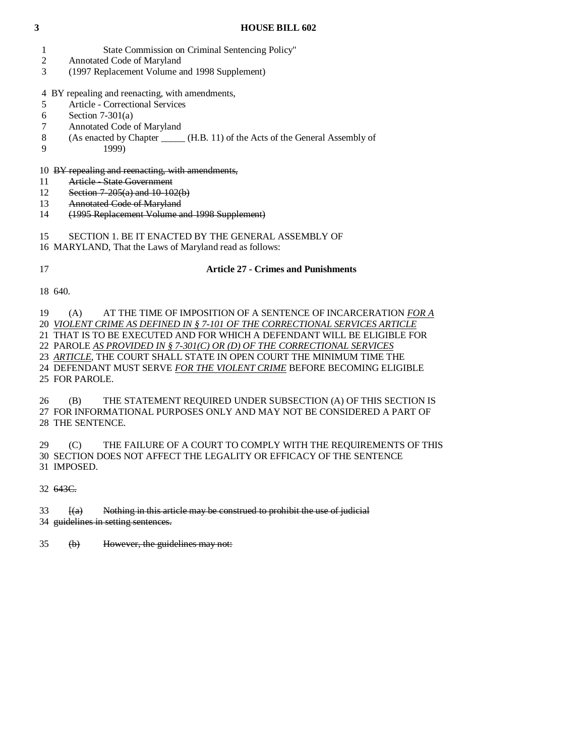State Commission on Criminal Sentencing Policy"
Annotated Code of Maryland
(1997 Replacement Volume and 1998 Supplement)

BY repealing and reenacting, with amendments,
Article - Correctional Services
Section 7-301(a)
Annotated Code of Maryland
(As enacted by Chapter _____ (H.B. 11) of the Acts of the General Assembly of 1999)

~~BY repealing and reenacting, with amendments,~~
~~Article - State Government~~
~~Section 7-205(a) and 10-102(b)~~
~~Annotated Code of Maryland~~
~~(1995 Replacement Volume and 1998 Supplement)~~

SECTION 1. BE IT ENACTED BY THE GENERAL ASSEMBLY OF MARYLAND, That the Laws of Maryland read as follows:

**Article 27 - Crimes and Punishments**

640.

(A) AT THE TIME OF IMPOSITION OF A SENTENCE OF INCARCERATION *FOR A VIOLENT CRIME AS DEFINED IN § 7-101 OF THE CORRECTIONAL SERVICES ARTICLE* THAT IS TO BE EXECUTED AND FOR WHICH A DEFENDANT WILL BE ELIGIBLE FOR PAROLE *AS PROVIDED IN § 7-301(C) OR (D) OF THE CORRECTIONAL SERVICES ARTICLE*, THE COURT SHALL STATE IN OPEN COURT THE MINIMUM TIME THE DEFENDANT MUST SERVE *FOR THE VIOLENT CRIME* BEFORE BECOMING ELIGIBLE FOR PAROLE.

(B) THE STATEMENT REQUIRED UNDER SUBSECTION (A) OF THIS SECTION IS FOR INFORMATIONAL PURPOSES ONLY AND MAY NOT BE CONSIDERED A PART OF THE SENTENCE.

(C) THE FAILURE OF A COURT TO COMPLY WITH THE REQUIREMENTS OF THIS SECTION DOES NOT AFFECT THE LEGALITY OR EFFICACY OF THE SENTENCE IMPOSED.

~~643C.~~

~~[(a) Nothing in this article may be construed to prohibit the use of judicial guidelines in setting sentences.~~

~~(b) However, the guidelines may not:~~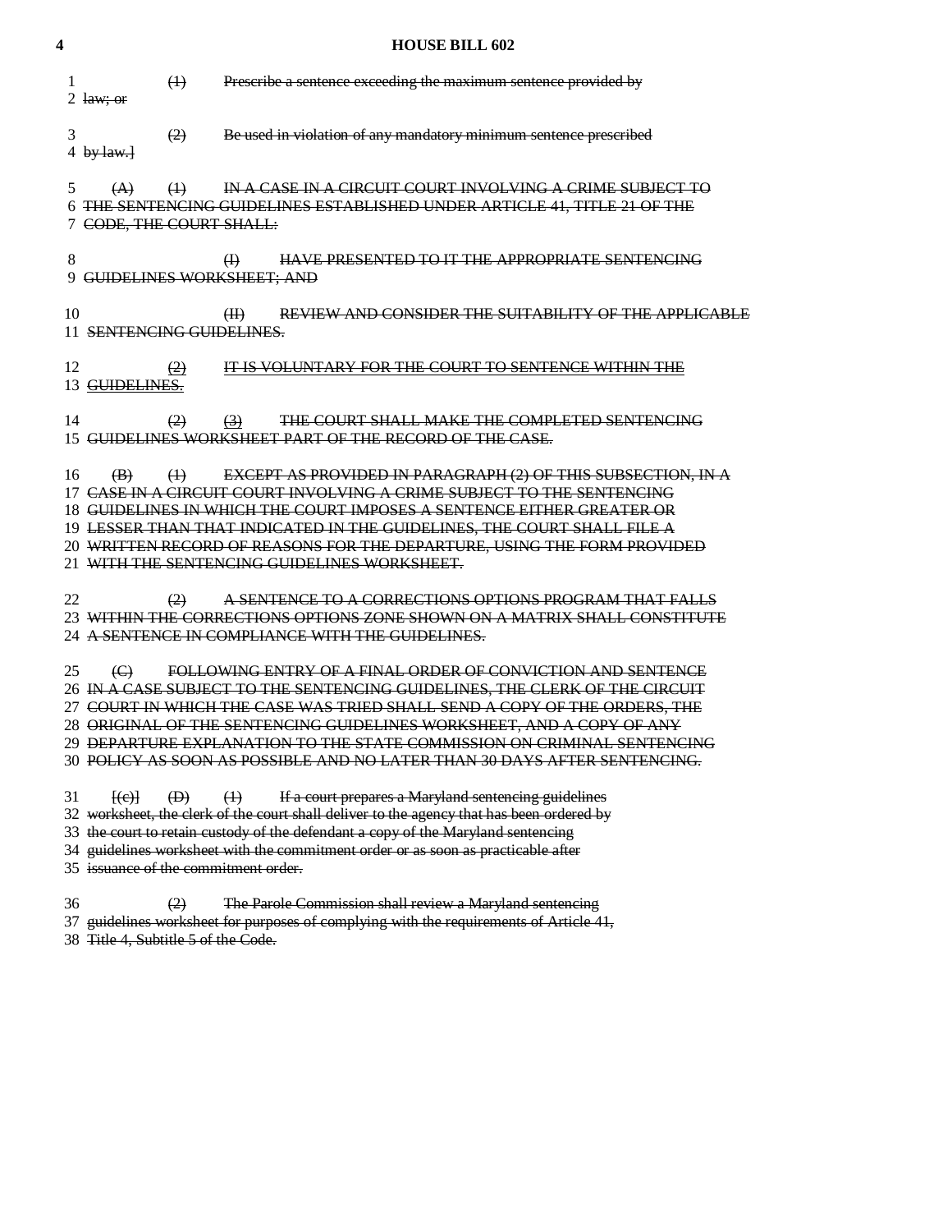(1) Prescribe a sentence exceeding the maximum sentence provided by law; or

(2) Be used in violation of any mandatory minimum sentence prescribed by law.]

(A) (1) IN A CASE IN A CIRCUIT COURT INVOLVING A CRIME SUBJECT TO THE SENTENCING GUIDELINES ESTABLISHED UNDER ARTICLE 41, TITLE 21 OF THE CODE, THE COURT SHALL:

(I) HAVE PRESENTED TO IT THE APPROPRIATE SENTENCING GUIDELINES WORKSHEET; AND

(II) REVIEW AND CONSIDER THE SUITABILITY OF THE APPLICABLE SENTENCING GUIDELINES.

(2) IT IS VOLUNTARY FOR THE COURT TO SENTENCE WITHIN THE GUIDELINES.

(2) (3) THE COURT SHALL MAKE THE COMPLETED SENTENCING GUIDELINES WORKSHEET PART OF THE RECORD OF THE CASE.

(B) (1) EXCEPT AS PROVIDED IN PARAGRAPH (2) OF THIS SUBSECTION, IN A CASE IN A CIRCUIT COURT INVOLVING A CRIME SUBJECT TO THE SENTENCING GUIDELINES IN WHICH THE COURT IMPOSES A SENTENCE EITHER GREATER OR LESSER THAN THAT INDICATED IN THE GUIDELINES, THE COURT SHALL FILE A WRITTEN RECORD OF REASONS FOR THE DEPARTURE, USING THE FORM PROVIDED WITH THE SENTENCING GUIDELINES WORKSHEET.

(2) A SENTENCE TO A CORRECTIONS OPTIONS PROGRAM THAT FALLS WITHIN THE CORRECTIONS OPTIONS ZONE SHOWN ON A MATRIX SHALL CONSTITUTE A SENTENCE IN COMPLIANCE WITH THE GUIDELINES.

(C) FOLLOWING ENTRY OF A FINAL ORDER OF CONVICTION AND SENTENCE IN A CASE SUBJECT TO THE SENTENCING GUIDELINES, THE CLERK OF THE CIRCUIT COURT IN WHICH THE CASE WAS TRIED SHALL SEND A COPY OF THE ORDERS, THE ORIGINAL OF THE SENTENCING GUIDELINES WORKSHEET, AND A COPY OF ANY DEPARTURE EXPLANATION TO THE STATE COMMISSION ON CRIMINAL SENTENCING POLICY AS SOON AS POSSIBLE AND NO LATER THAN 30 DAYS AFTER SENTENCING.

[(c)] (D) (1) If a court prepares a Maryland sentencing guidelines worksheet, the clerk of the court shall deliver to the agency that has been ordered by the court to retain custody of the defendant a copy of the Maryland sentencing guidelines worksheet with the commitment order or as soon as practicable after issuance of the commitment order.

(2) The Parole Commission shall review a Maryland sentencing guidelines worksheet for purposes of complying with the requirements of Article 41, Title 4, Subtitle 5 of the Code.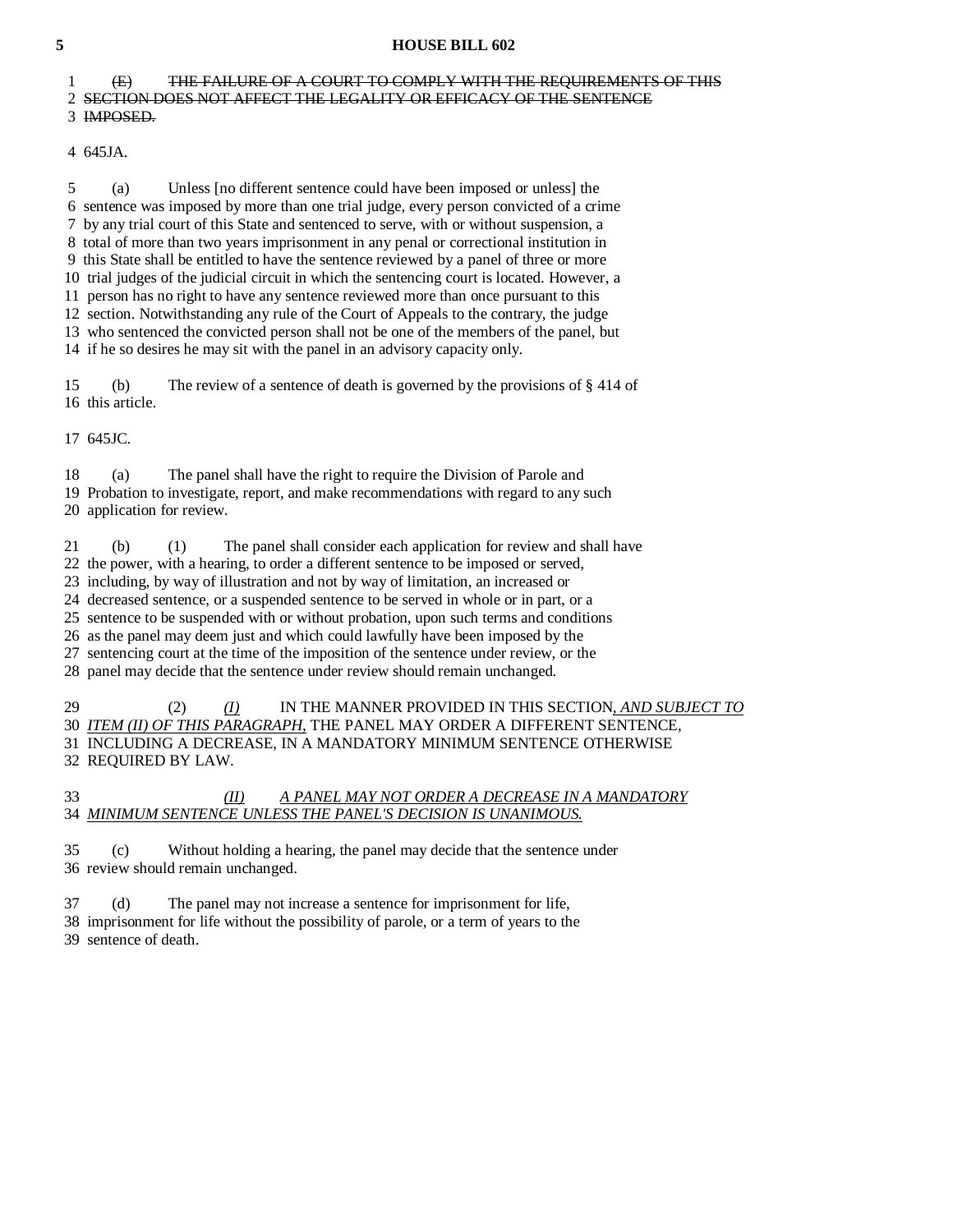~~(E) THE FAILURE OF A COURT TO COMPLY WITH THE REQUIREMENTS OF THIS SECTION DOES NOT AFFECT THE LEGALITY OR EFFICACY OF THE SENTENCE IMPOSED.~~

645JA.

(a) Unless [no different sentence could have been imposed or unless] the sentence was imposed by more than one trial judge, every person convicted of a crime by any trial court of this State and sentenced to serve, with or without suspension, a total of more than two years imprisonment in any penal or correctional institution in this State shall be entitled to have the sentence reviewed by a panel of three or more trial judges of the judicial circuit in which the sentencing court is located. However, a person has no right to have any sentence reviewed more than once pursuant to this section. Notwithstanding any rule of the Court of Appeals to the contrary, the judge who sentenced the convicted person shall not be one of the members of the panel, but if he so desires he may sit with the panel in an advisory capacity only.

(b) The review of a sentence of death is governed by the provisions of § 414 of this article.

645JC.

(a) The panel shall have the right to require the Division of Parole and Probation to investigate, report, and make recommendations with regard to any such application for review.

(b) (1) The panel shall consider each application for review and shall have the power, with a hearing, to order a different sentence to be imposed or served, including, by way of illustration and not by way of limitation, an increased or decreased sentence, or a suspended sentence to be served in whole or in part, or a sentence to be suspended with or without probation, upon such terms and conditions as the panel may deem just and which could lawfully have been imposed by the sentencing court at the time of the imposition of the sentence under review, or the panel may decide that the sentence under review should remain unchanged.

(2) <u>*(I)*</u> IN THE MANNER PROVIDED IN THIS SECTION<u>*, AND SUBJECT TO ITEM (II) OF THIS PARAGRAPH,*</u> THE PANEL MAY ORDER A DIFFERENT SENTENCE, INCLUDING A DECREASE, IN A MANDATORY MINIMUM SENTENCE OTHERWISE REQUIRED BY LAW.

<u>*(II) A PANEL MAY NOT ORDER A DECREASE IN A MANDATORY MINIMUM SENTENCE UNLESS THE PANEL'S DECISION IS UNANIMOUS.*</u>

(c) Without holding a hearing, the panel may decide that the sentence under review should remain unchanged.

(d) The panel may not increase a sentence for imprisonment for life, imprisonment for life without the possibility of parole, or a term of years to the sentence of death.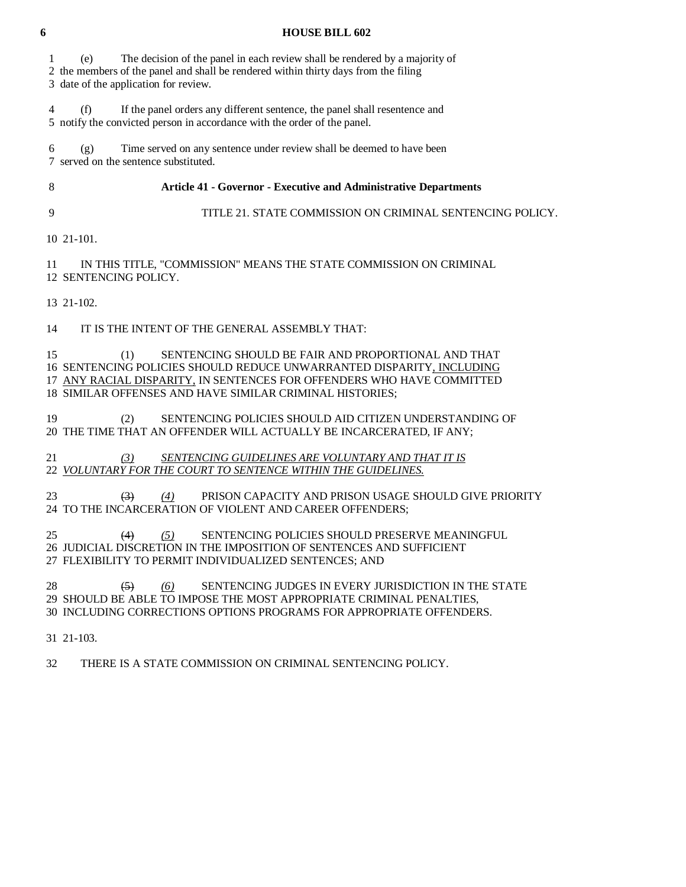(e) The decision of the panel in each review shall be rendered by a majority of the members of the panel and shall be rendered within thirty days from the filing date of the application for review.

(f) If the panel orders any different sentence, the panel shall resentence and notify the convicted person in accordance with the order of the panel.

(g) Time served on any sentence under review shall be deemed to have been served on the sentence substituted.

## Article 41 - Governor - Executive and Administrative Departments

### TITLE 21. STATE COMMISSION ON CRIMINAL SENTENCING POLICY.

21-101.

IN THIS TITLE, "COMMISSION" MEANS THE STATE COMMISSION ON CRIMINAL SENTENCING POLICY.

21-102.

IT IS THE INTENT OF THE GENERAL ASSEMBLY THAT:

(1) SENTENCING SHOULD BE FAIR AND PROPORTIONAL AND THAT SENTENCING POLICIES SHOULD REDUCE UNWARRANTED DISPARITY<u>, INCLUDING ANY RACIAL DISPARITY,</u> IN SENTENCES FOR OFFENDERS WHO HAVE COMMITTED SIMILAR OFFENSES AND HAVE SIMILAR CRIMINAL HISTORIES;

(2) SENTENCING POLICIES SHOULD AID CITIZEN UNDERSTANDING OF THE TIME THAT AN OFFENDER WILL ACTUALLY BE INCARCERATED, IF ANY;

*(3)* *<u>SENTENCING GUIDELINES ARE VOLUNTARY AND THAT IT IS VOLUNTARY FOR THE COURT TO SENTENCE WITHIN THE GUIDELINES.</u>*

~~(3)~~ *(4)* PRISON CAPACITY AND PRISON USAGE SHOULD GIVE PRIORITY TO THE INCARCERATION OF VIOLENT AND CAREER OFFENDERS;

~~(4)~~ *(5)* SENTENCING POLICIES SHOULD PRESERVE MEANINGFUL JUDICIAL DISCRETION IN THE IMPOSITION OF SENTENCES AND SUFFICIENT FLEXIBILITY TO PERMIT INDIVIDUALIZED SENTENCES; AND

~~(5)~~ *(6)* SENTENCING JUDGES IN EVERY JURISDICTION IN THE STATE SHOULD BE ABLE TO IMPOSE THE MOST APPROPRIATE CRIMINAL PENALTIES, INCLUDING CORRECTIONS OPTIONS PROGRAMS FOR APPROPRIATE OFFENDERS.

21-103.

THERE IS A STATE COMMISSION ON CRIMINAL SENTENCING POLICY.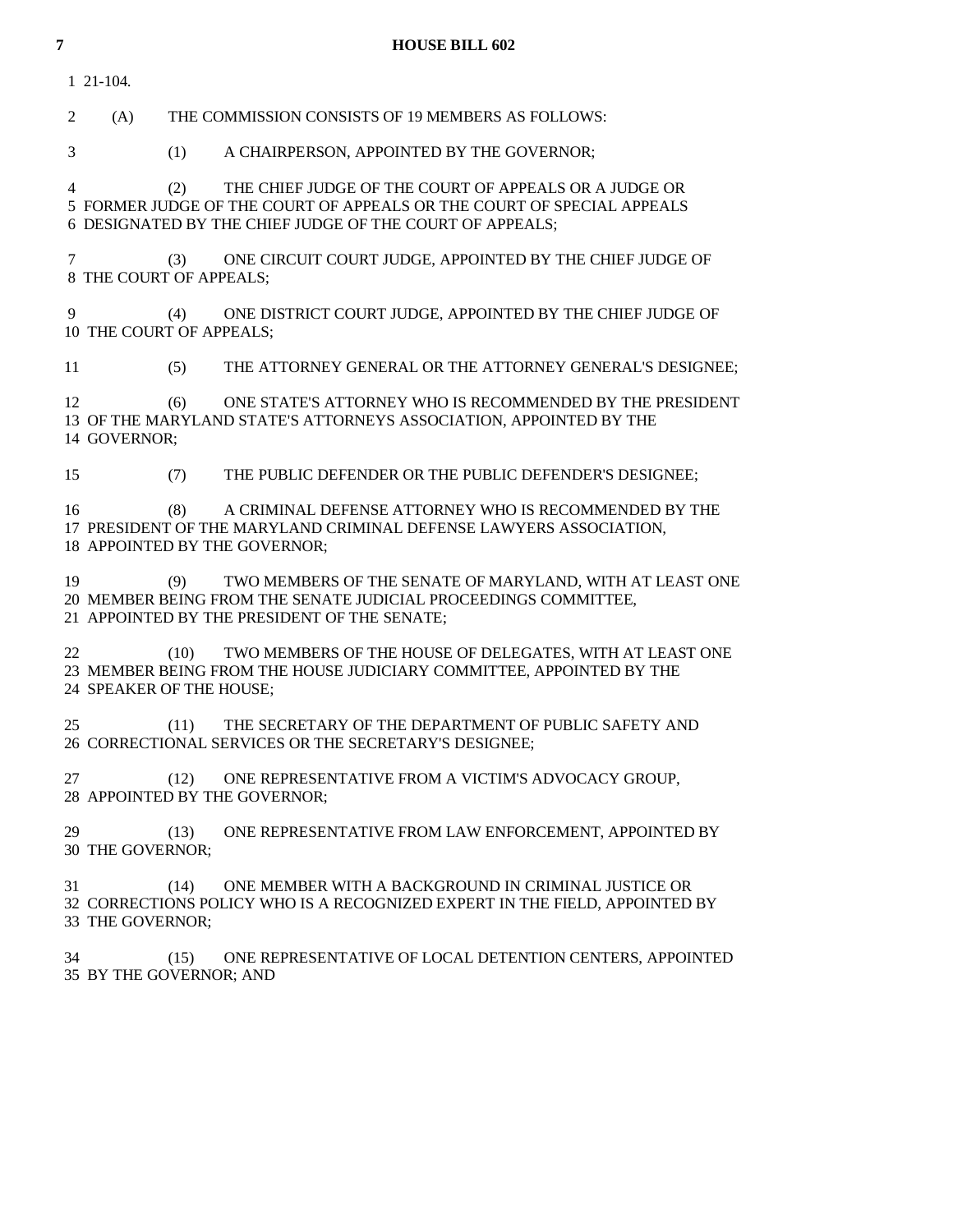21-104.

(A) THE COMMISSION CONSISTS OF 19 MEMBERS AS FOLLOWS:

(1) A CHAIRPERSON, APPOINTED BY THE GOVERNOR;

(2) THE CHIEF JUDGE OF THE COURT OF APPEALS OR A JUDGE OR FORMER JUDGE OF THE COURT OF APPEALS OR THE COURT OF SPECIAL APPEALS DESIGNATED BY THE CHIEF JUDGE OF THE COURT OF APPEALS;

(3) ONE CIRCUIT COURT JUDGE, APPOINTED BY THE CHIEF JUDGE OF THE COURT OF APPEALS;

(4) ONE DISTRICT COURT JUDGE, APPOINTED BY THE CHIEF JUDGE OF THE COURT OF APPEALS;

(5) THE ATTORNEY GENERAL OR THE ATTORNEY GENERAL'S DESIGNEE;

(6) ONE STATE'S ATTORNEY WHO IS RECOMMENDED BY THE PRESIDENT OF THE MARYLAND STATE'S ATTORNEYS ASSOCIATION, APPOINTED BY THE GOVERNOR;

(7) THE PUBLIC DEFENDER OR THE PUBLIC DEFENDER'S DESIGNEE;

(8) A CRIMINAL DEFENSE ATTORNEY WHO IS RECOMMENDED BY THE PRESIDENT OF THE MARYLAND CRIMINAL DEFENSE LAWYERS ASSOCIATION, APPOINTED BY THE GOVERNOR;

(9) TWO MEMBERS OF THE SENATE OF MARYLAND, WITH AT LEAST ONE MEMBER BEING FROM THE SENATE JUDICIAL PROCEEDINGS COMMITTEE, APPOINTED BY THE PRESIDENT OF THE SENATE;

(10) TWO MEMBERS OF THE HOUSE OF DELEGATES, WITH AT LEAST ONE MEMBER BEING FROM THE HOUSE JUDICIARY COMMITTEE, APPOINTED BY THE SPEAKER OF THE HOUSE;

(11) THE SECRETARY OF THE DEPARTMENT OF PUBLIC SAFETY AND CORRECTIONAL SERVICES OR THE SECRETARY'S DESIGNEE;

(12) ONE REPRESENTATIVE FROM A VICTIM'S ADVOCACY GROUP, APPOINTED BY THE GOVERNOR;

(13) ONE REPRESENTATIVE FROM LAW ENFORCEMENT, APPOINTED BY THE GOVERNOR;

(14) ONE MEMBER WITH A BACKGROUND IN CRIMINAL JUSTICE OR CORRECTIONS POLICY WHO IS A RECOGNIZED EXPERT IN THE FIELD, APPOINTED BY THE GOVERNOR;

(15) ONE REPRESENTATIVE OF LOCAL DETENTION CENTERS, APPOINTED BY THE GOVERNOR; AND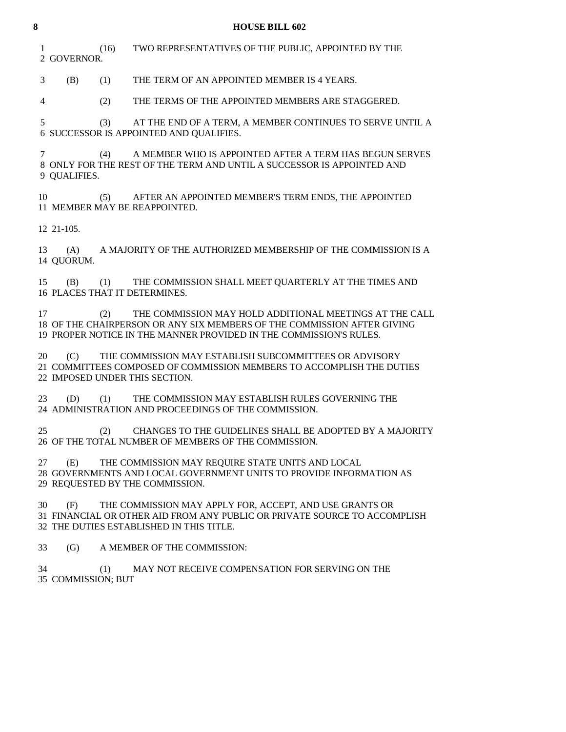(16) TWO REPRESENTATIVES OF THE PUBLIC, APPOINTED BY THE GOVERNOR.

(B) (1) THE TERM OF AN APPOINTED MEMBER IS 4 YEARS.

(2) THE TERMS OF THE APPOINTED MEMBERS ARE STAGGERED.

(3) AT THE END OF A TERM, A MEMBER CONTINUES TO SERVE UNTIL A SUCCESSOR IS APPOINTED AND QUALIFIES.

(4) A MEMBER WHO IS APPOINTED AFTER A TERM HAS BEGUN SERVES ONLY FOR THE REST OF THE TERM AND UNTIL A SUCCESSOR IS APPOINTED AND QUALIFIES.

(5) AFTER AN APPOINTED MEMBER'S TERM ENDS, THE APPOINTED MEMBER MAY BE REAPPOINTED.

21-105.

(A) A MAJORITY OF THE AUTHORIZED MEMBERSHIP OF THE COMMISSION IS A QUORUM.

(B) (1) THE COMMISSION SHALL MEET QUARTERLY AT THE TIMES AND PLACES THAT IT DETERMINES.

(2) THE COMMISSION MAY HOLD ADDITIONAL MEETINGS AT THE CALL OF THE CHAIRPERSON OR ANY SIX MEMBERS OF THE COMMISSION AFTER GIVING PROPER NOTICE IN THE MANNER PROVIDED IN THE COMMISSION'S RULES.

(C) THE COMMISSION MAY ESTABLISH SUBCOMMITTEES OR ADVISORY COMMITTEES COMPOSED OF COMMISSION MEMBERS TO ACCOMPLISH THE DUTIES IMPOSED UNDER THIS SECTION.

(D) (1) THE COMMISSION MAY ESTABLISH RULES GOVERNING THE ADMINISTRATION AND PROCEEDINGS OF THE COMMISSION.

(2) CHANGES TO THE GUIDELINES SHALL BE ADOPTED BY A MAJORITY OF THE TOTAL NUMBER OF MEMBERS OF THE COMMISSION.

(E) THE COMMISSION MAY REQUIRE STATE UNITS AND LOCAL GOVERNMENTS AND LOCAL GOVERNMENT UNITS TO PROVIDE INFORMATION AS REQUESTED BY THE COMMISSION.

(F) THE COMMISSION MAY APPLY FOR, ACCEPT, AND USE GRANTS OR FINANCIAL OR OTHER AID FROM ANY PUBLIC OR PRIVATE SOURCE TO ACCOMPLISH THE DUTIES ESTABLISHED IN THIS TITLE.

(G) A MEMBER OF THE COMMISSION:

(1) MAY NOT RECEIVE COMPENSATION FOR SERVING ON THE COMMISSION; BUT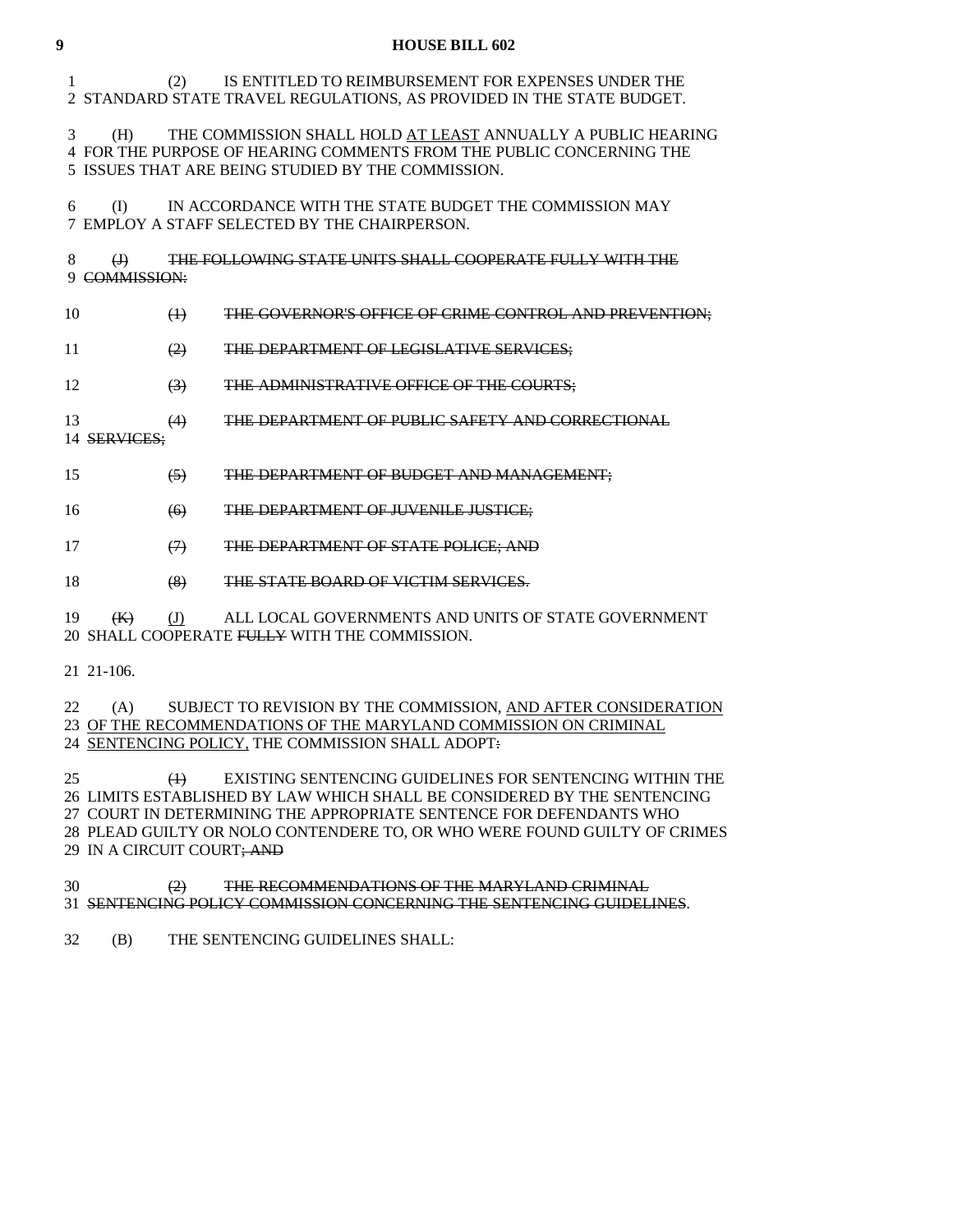(2) IS ENTITLED TO REIMBURSEMENT FOR EXPENSES UNDER THE STANDARD STATE TRAVEL REGULATIONS, AS PROVIDED IN THE STATE BUDGET.

(H) THE COMMISSION SHALL HOLD <u>AT LEAST</u> ANNUALLY A PUBLIC HEARING FOR THE PURPOSE OF HEARING COMMENTS FROM THE PUBLIC CONCERNING THE ISSUES THAT ARE BEING STUDIED BY THE COMMISSION.

(I) IN ACCORDANCE WITH THE STATE BUDGET THE COMMISSION MAY EMPLOY A STAFF SELECTED BY THE CHAIRPERSON.

~~(J) THE FOLLOWING STATE UNITS SHALL COOPERATE FULLY WITH THE COMMISSION:~~

~~(1) THE GOVERNOR'S OFFICE OF CRIME CONTROL AND PREVENTION;~~

~~(2) THE DEPARTMENT OF LEGISLATIVE SERVICES;~~

~~(3) THE ADMINISTRATIVE OFFICE OF THE COURTS;~~

~~(4) THE DEPARTMENT OF PUBLIC SAFETY AND CORRECTIONAL SERVICES;~~

~~(5) THE DEPARTMENT OF BUDGET AND MANAGEMENT;~~

~~(6) THE DEPARTMENT OF JUVENILE JUSTICE;~~

~~(7) THE DEPARTMENT OF STATE POLICE; AND~~

~~(8) THE STATE BOARD OF VICTIM SERVICES.~~

~~(K)~~ <u>(J)</u> ALL LOCAL GOVERNMENTS AND UNITS OF STATE GOVERNMENT SHALL COOPERATE ~~FULLY~~ WITH THE COMMISSION.

21-106.

(A) SUBJECT TO REVISION BY THE COMMISSION, <u>AND AFTER CONSIDERATION OF THE RECOMMENDATIONS OF THE MARYLAND COMMISSION ON CRIMINAL SENTENCING POLICY,</u> THE COMMISSION SHALL ADOPT~~:~~

~~(1)~~ EXISTING SENTENCING GUIDELINES FOR SENTENCING WITHIN THE LIMITS ESTABLISHED BY LAW WHICH SHALL BE CONSIDERED BY THE SENTENCING COURT IN DETERMINING THE APPROPRIATE SENTENCE FOR DEFENDANTS WHO PLEAD GUILTY OR NOLO CONTENDERE TO, OR WHO WERE FOUND GUILTY OF CRIMES IN A CIRCUIT COURT~~; AND~~

~~(2) THE RECOMMENDATIONS OF THE MARYLAND CRIMINAL SENTENCING POLICY COMMISSION CONCERNING THE SENTENCING GUIDELINES~~.

(B) THE SENTENCING GUIDELINES SHALL: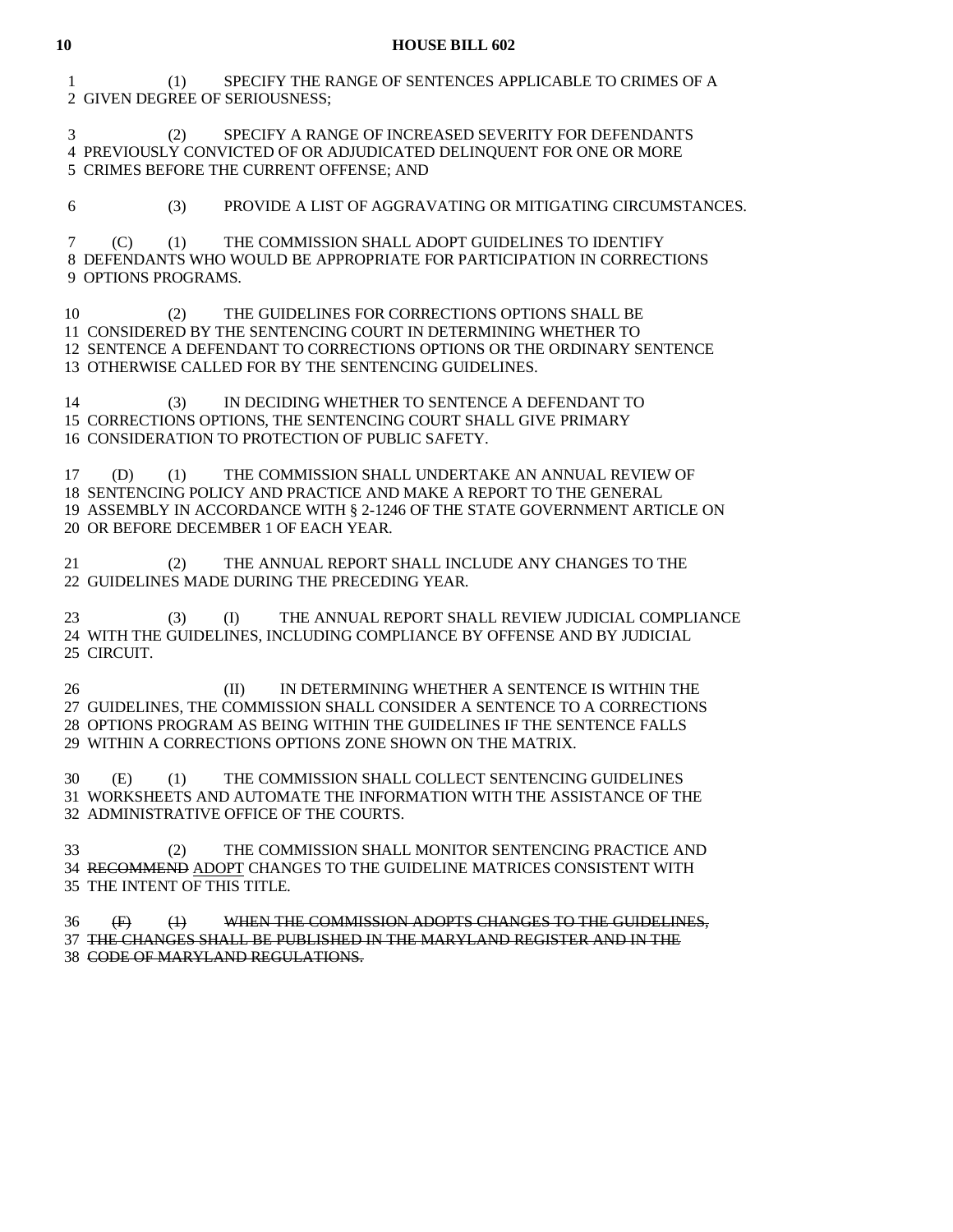(1) SPECIFY THE RANGE OF SENTENCES APPLICABLE TO CRIMES OF A GIVEN DEGREE OF SERIOUSNESS;

(2) SPECIFY A RANGE OF INCREASED SEVERITY FOR DEFENDANTS PREVIOUSLY CONVICTED OF OR ADJUDICATED DELINQUENT FOR ONE OR MORE CRIMES BEFORE THE CURRENT OFFENSE; AND

(3) PROVIDE A LIST OF AGGRAVATING OR MITIGATING CIRCUMSTANCES.

(C) (1) THE COMMISSION SHALL ADOPT GUIDELINES TO IDENTIFY DEFENDANTS WHO WOULD BE APPROPRIATE FOR PARTICIPATION IN CORRECTIONS OPTIONS PROGRAMS.

(2) THE GUIDELINES FOR CORRECTIONS OPTIONS SHALL BE CONSIDERED BY THE SENTENCING COURT IN DETERMINING WHETHER TO SENTENCE A DEFENDANT TO CORRECTIONS OPTIONS OR THE ORDINARY SENTENCE OTHERWISE CALLED FOR BY THE SENTENCING GUIDELINES.

(3) IN DECIDING WHETHER TO SENTENCE A DEFENDANT TO CORRECTIONS OPTIONS, THE SENTENCING COURT SHALL GIVE PRIMARY CONSIDERATION TO PROTECTION OF PUBLIC SAFETY.

(D) (1) THE COMMISSION SHALL UNDERTAKE AN ANNUAL REVIEW OF SENTENCING POLICY AND PRACTICE AND MAKE A REPORT TO THE GENERAL ASSEMBLY IN ACCORDANCE WITH § 2-1246 OF THE STATE GOVERNMENT ARTICLE ON OR BEFORE DECEMBER 1 OF EACH YEAR.

(2) THE ANNUAL REPORT SHALL INCLUDE ANY CHANGES TO THE GUIDELINES MADE DURING THE PRECEDING YEAR.

(3) (I) THE ANNUAL REPORT SHALL REVIEW JUDICIAL COMPLIANCE WITH THE GUIDELINES, INCLUDING COMPLIANCE BY OFFENSE AND BY JUDICIAL CIRCUIT.

(II) IN DETERMINING WHETHER A SENTENCE IS WITHIN THE GUIDELINES, THE COMMISSION SHALL CONSIDER A SENTENCE TO A CORRECTIONS OPTIONS PROGRAM AS BEING WITHIN THE GUIDELINES IF THE SENTENCE FALLS WITHIN A CORRECTIONS OPTIONS ZONE SHOWN ON THE MATRIX.

(E) (1) THE COMMISSION SHALL COLLECT SENTENCING GUIDELINES WORKSHEETS AND AUTOMATE THE INFORMATION WITH THE ASSISTANCE OF THE ADMINISTRATIVE OFFICE OF THE COURTS.

(2) THE COMMISSION SHALL MONITOR SENTENCING PRACTICE AND ~~RECOMMEND~~ <u>ADOPT</u> CHANGES TO THE GUIDELINE MATRICES CONSISTENT WITH THE INTENT OF THIS TITLE.

~~(F) (1) WHEN THE COMMISSION ADOPTS CHANGES TO THE GUIDELINES, THE CHANGES SHALL BE PUBLISHED IN THE MARYLAND REGISTER AND IN THE CODE OF MARYLAND REGULATIONS.~~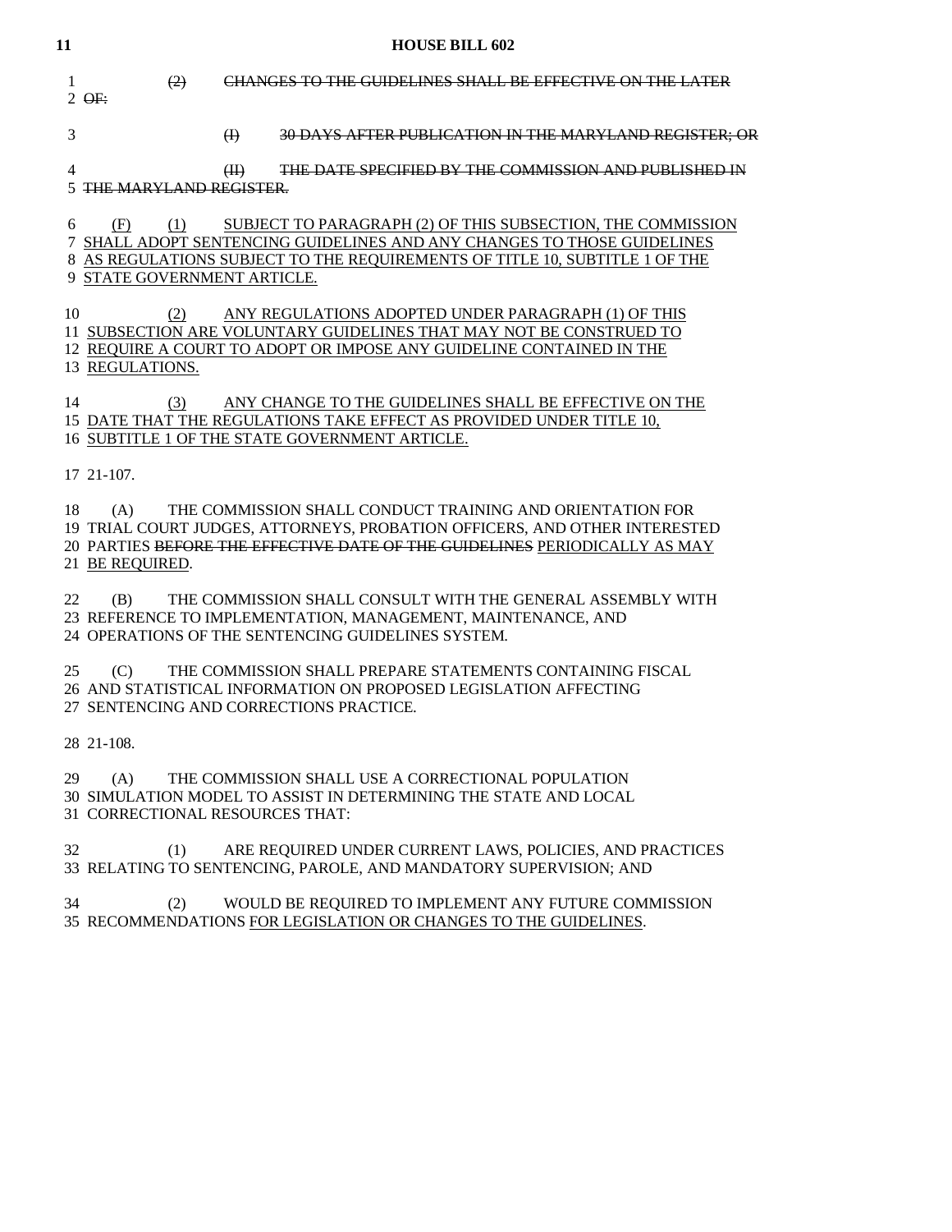(2) ~~CHANGES TO THE GUIDELINES SHALL BE EFFECTIVE ON THE LATER OF:~~

(I) ~~30 DAYS AFTER PUBLICATION IN THE MARYLAND REGISTER; OR~~

(II) ~~THE DATE SPECIFIED BY THE COMMISSION AND PUBLISHED IN THE MARYLAND REGISTER.~~

<u>(F) (1) SUBJECT TO PARAGRAPH (2) OF THIS SUBSECTION, THE COMMISSION SHALL ADOPT SENTENCING GUIDELINES AND ANY CHANGES TO THOSE GUIDELINES AS REGULATIONS SUBJECT TO THE REQUIREMENTS OF TITLE 10, SUBTITLE 1 OF THE STATE GOVERNMENT ARTICLE.</u>

<u>(2) ANY REGULATIONS ADOPTED UNDER PARAGRAPH (1) OF THIS SUBSECTION ARE VOLUNTARY GUIDELINES THAT MAY NOT BE CONSTRUED TO REQUIRE A COURT TO ADOPT OR IMPOSE ANY GUIDELINE CONTAINED IN THE REGULATIONS.</u>

<u>(3) ANY CHANGE TO THE GUIDELINES SHALL BE EFFECTIVE ON THE DATE THAT THE REGULATIONS TAKE EFFECT AS PROVIDED UNDER TITLE 10, SUBTITLE 1 OF THE STATE GOVERNMENT ARTICLE.</u>

21-107.

(A) THE COMMISSION SHALL CONDUCT TRAINING AND ORIENTATION FOR TRIAL COURT JUDGES, ATTORNEYS, PROBATION OFFICERS, AND OTHER INTERESTED PARTIES ~~BEFORE THE EFFECTIVE DATE OF THE GUIDELINES~~ <u>PERIODICALLY AS MAY BE REQUIRED</u>.

(B) THE COMMISSION SHALL CONSULT WITH THE GENERAL ASSEMBLY WITH REFERENCE TO IMPLEMENTATION, MANAGEMENT, MAINTENANCE, AND OPERATIONS OF THE SENTENCING GUIDELINES SYSTEM.

(C) THE COMMISSION SHALL PREPARE STATEMENTS CONTAINING FISCAL AND STATISTICAL INFORMATION ON PROPOSED LEGISLATION AFFECTING SENTENCING AND CORRECTIONS PRACTICE.

21-108.

(A) THE COMMISSION SHALL USE A CORRECTIONAL POPULATION SIMULATION MODEL TO ASSIST IN DETERMINING THE STATE AND LOCAL CORRECTIONAL RESOURCES THAT:

(1) ARE REQUIRED UNDER CURRENT LAWS, POLICIES, AND PRACTICES RELATING TO SENTENCING, PAROLE, AND MANDATORY SUPERVISION; AND

(2) WOULD BE REQUIRED TO IMPLEMENT ANY FUTURE COMMISSION RECOMMENDATIONS <u>FOR LEGISLATION OR CHANGES TO THE GUIDELINES</u>.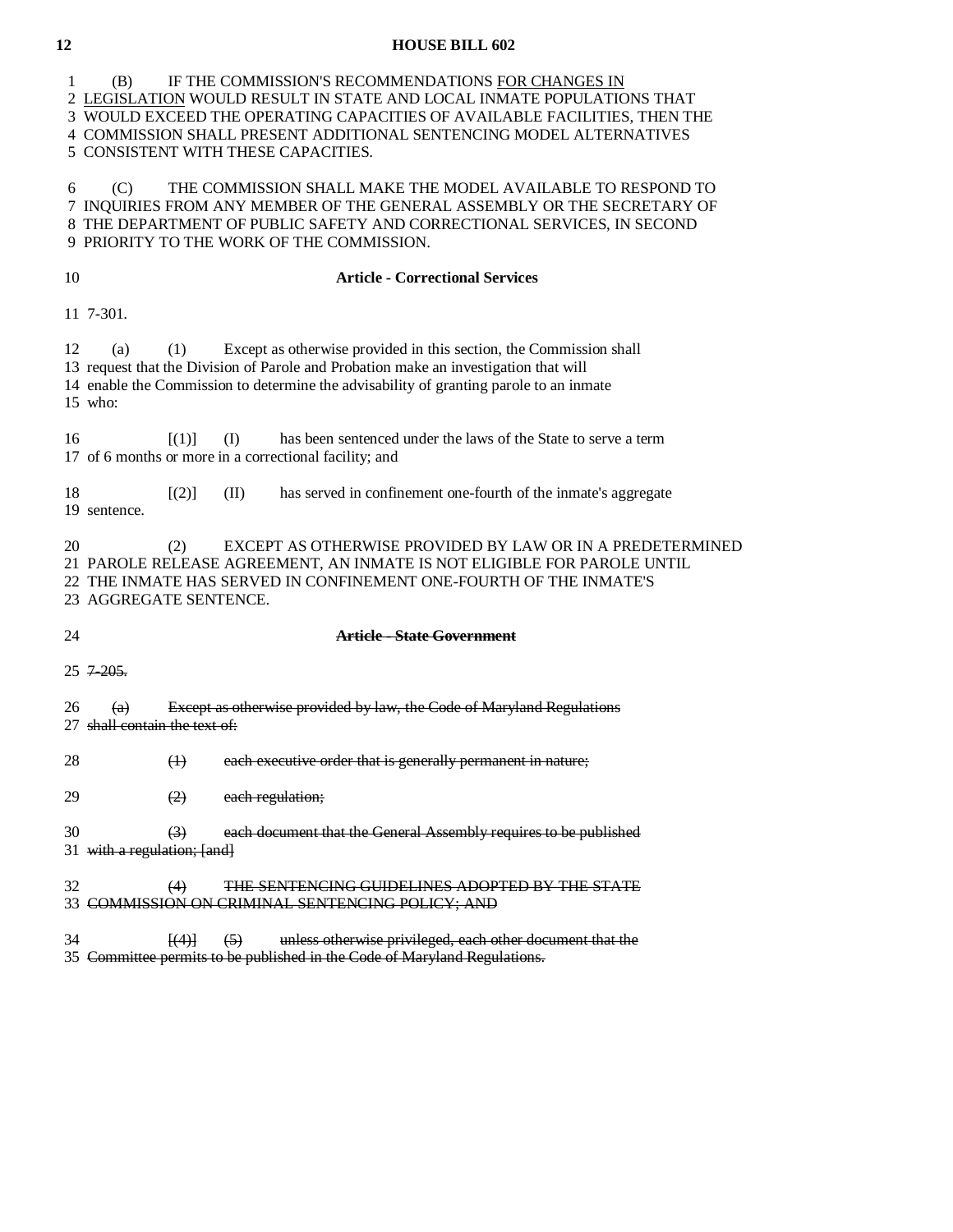(B) IF THE COMMISSION'S RECOMMENDATIONS <u>FOR CHANGES IN LEGISLATION</u> WOULD RESULT IN STATE AND LOCAL INMATE POPULATIONS THAT WOULD EXCEED THE OPERATING CAPACITIES OF AVAILABLE FACILITIES, THEN THE COMMISSION SHALL PRESENT ADDITIONAL SENTENCING MODEL ALTERNATIVES CONSISTENT WITH THESE CAPACITIES.

(C) THE COMMISSION SHALL MAKE THE MODEL AVAILABLE TO RESPOND TO INQUIRIES FROM ANY MEMBER OF THE GENERAL ASSEMBLY OR THE SECRETARY OF THE DEPARTMENT OF PUBLIC SAFETY AND CORRECTIONAL SERVICES, IN SECOND PRIORITY TO THE WORK OF THE COMMISSION.

**Article - Correctional Services**

7-301.

(a) (1) Except as otherwise provided in this section, the Commission shall request that the Division of Parole and Probation make an investigation that will enable the Commission to determine the advisability of granting parole to an inmate who:

[(1)] (I) has been sentenced under the laws of the State to serve a term of 6 months or more in a correctional facility; and

[(2)] (II) has served in confinement one-fourth of the inmate's aggregate sentence.

(2) EXCEPT AS OTHERWISE PROVIDED BY LAW OR IN A PREDETERMINED PAROLE RELEASE AGREEMENT, AN INMATE IS NOT ELIGIBLE FOR PAROLE UNTIL THE INMATE HAS SERVED IN CONFINEMENT ONE-FOURTH OF THE INMATE'S AGGREGATE SENTENCE.

~~**Article - State Government**~~

~~7-205.~~

~~(a) Except as otherwise provided by law, the Code of Maryland Regulations shall contain the text of:~~

~~(1) each executive order that is generally permanent in nature;~~

~~(2) each regulation;~~

~~(3) each document that the General Assembly requires to be published with a regulation; [and]~~

~~(4) THE SENTENCING GUIDELINES ADOPTED BY THE STATE COMMISSION ON CRIMINAL SENTENCING POLICY; AND~~

~~[(4)] (5) unless otherwise privileged, each other document that the Committee permits to be published in the Code of Maryland Regulations.~~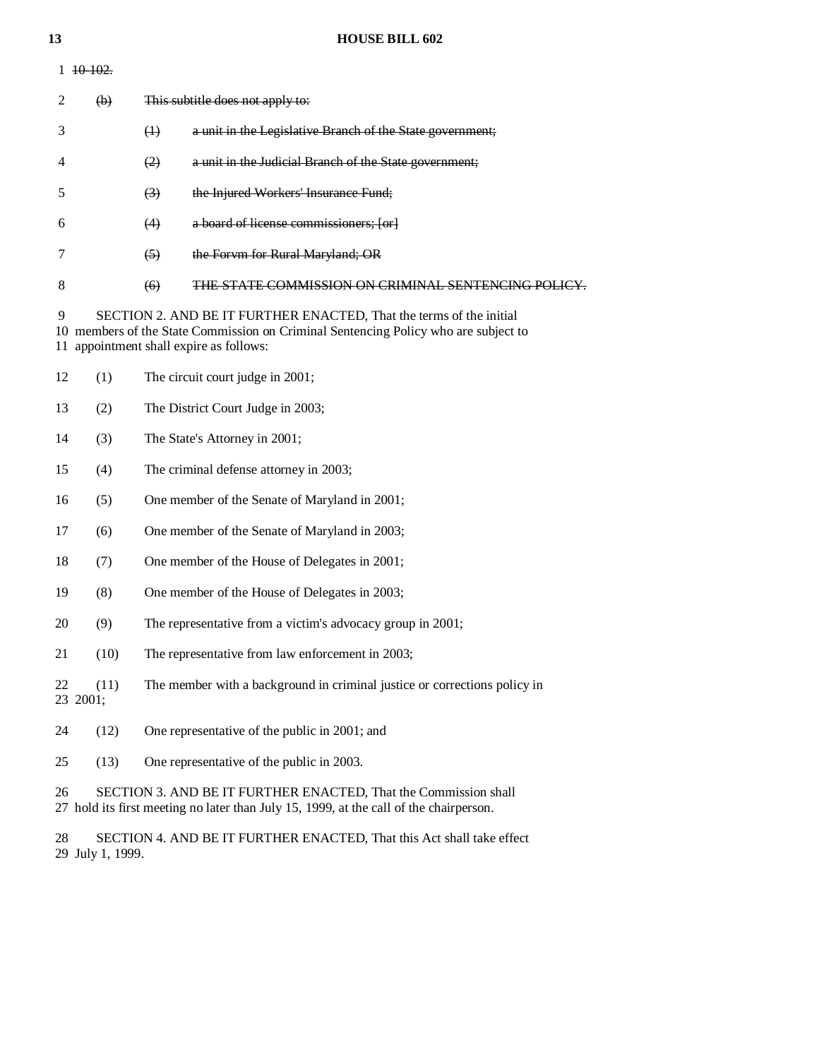~~10-102.~~

~~(b) This subtitle does not apply to:~~

~~(1) a unit in the Legislative Branch of the State government;~~

~~(2) a unit in the Judicial Branch of the State government;~~

~~(3) the Injured Workers' Insurance Fund;~~

~~(4) a board of license commissioners; [or]~~

~~(5) the Forvm for Rural Maryland; OR~~

~~(6) THE STATE COMMISSION ON CRIMINAL SENTENCING POLICY.~~

SECTION 2. AND BE IT FURTHER ENACTED, That the terms of the initial members of the State Commission on Criminal Sentencing Policy who are subject to appointment shall expire as follows:

(1) The circuit court judge in 2001;

(2) The District Court Judge in 2003;

(3) The State's Attorney in 2001;

(4) The criminal defense attorney in 2003;

(5) One member of the Senate of Maryland in 2001;

(6) One member of the Senate of Maryland in 2003;

(7) One member of the House of Delegates in 2001;

(8) One member of the House of Delegates in 2003;

(9) The representative from a victim's advocacy group in 2001;

(10) The representative from law enforcement in 2003;

(11) The member with a background in criminal justice or corrections policy in 2001;

(12) One representative of the public in 2001; and

(13) One representative of the public in 2003.

SECTION 3. AND BE IT FURTHER ENACTED, That the Commission shall hold its first meeting no later than July 15, 1999, at the call of the chairperson.

SECTION 4. AND BE IT FURTHER ENACTED, That this Act shall take effect July 1, 1999.